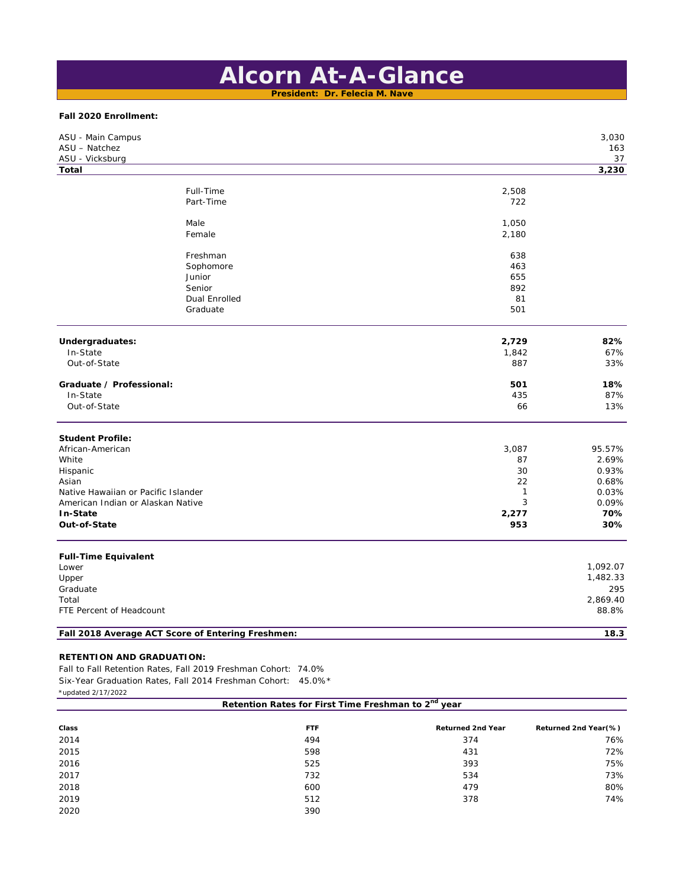# Alcorn At-A-Glance

**President: Dr. Felecia M. Nave**

**Fall 2020 Enrollment:**

| | | |
|---|---|---|
| ASU - Main Campus | | 3,030 |
| ASU – Natchez | | 163 |
| ASU - Vicksburg | | 37 |
| **Total** | | **3,230** |
| Full-Time | 2,508 | |
| Part-Time | 722 | |
| Male | 1,050 | |
| Female | 2,180 | |
| Freshman | 638 | |
| Sophomore | 463 | |
| Junior | 655 | |
| Senior | 892 | |
| Dual Enrolled | 81 | |
| Graduate | 501 | |

| | | |
|---|---|---|
| **Undergraduates:** | **2,729** | **82%** |
| In-State | 1,842 | 67% |
| Out-of-State | 887 | 33% |
| **Graduate / Professional:** | **501** | **18%** |
| In-State | 435 | 87% |
| Out-of-State | 66 | 13% |

| **Student Profile:** | | |
|---|---|---|
| African-American | 3,087 | 95.57% |
| White | 87 | 2.69% |
| Hispanic | 30 | 0.93% |
| Asian | 22 | 0.68% |
| Native Hawaiian or Pacific Islander | 1 | 0.03% |
| American Indian or Alaskan Native | 3 | 0.09% |
| **In-State** | **2,277** | **70%** |
| **Out-of-State** | **953** | **30%** |

| **Full-Time Equivalent** | |
|---|---|
| Lower | 1,092.07 |
| Upper | 1,482.33 |
| Graduate | 295 |
| Total | 2,869.40 |
| FTE Percent of Headcount | 88.8% |

**Fall 2018 Average ACT Score of Entering Freshmen:** **18.3**

**RETENTION AND GRADUATION:**

Fall to Fall Retention Rates, Fall 2019 Freshman Cohort: 74.0%

Six-Year Graduation Rates, Fall 2014 Freshman Cohort: 45.0%*

*updated 2/17/2022

**Retention Rates for First Time Freshman to 2nd year**

| Class | FTF | Returned 2nd Year | Returned 2nd Year(%) |
|---|---|---|---|
| 2014 | 494 | 374 | 76% |
| 2015 | 598 | 431 | 72% |
| 2016 | 525 | 393 | 75% |
| 2017 | 732 | 534 | 73% |
| 2018 | 600 | 479 | 80% |
| 2019 | 512 | 378 | 74% |
| 2020 | 390 | | |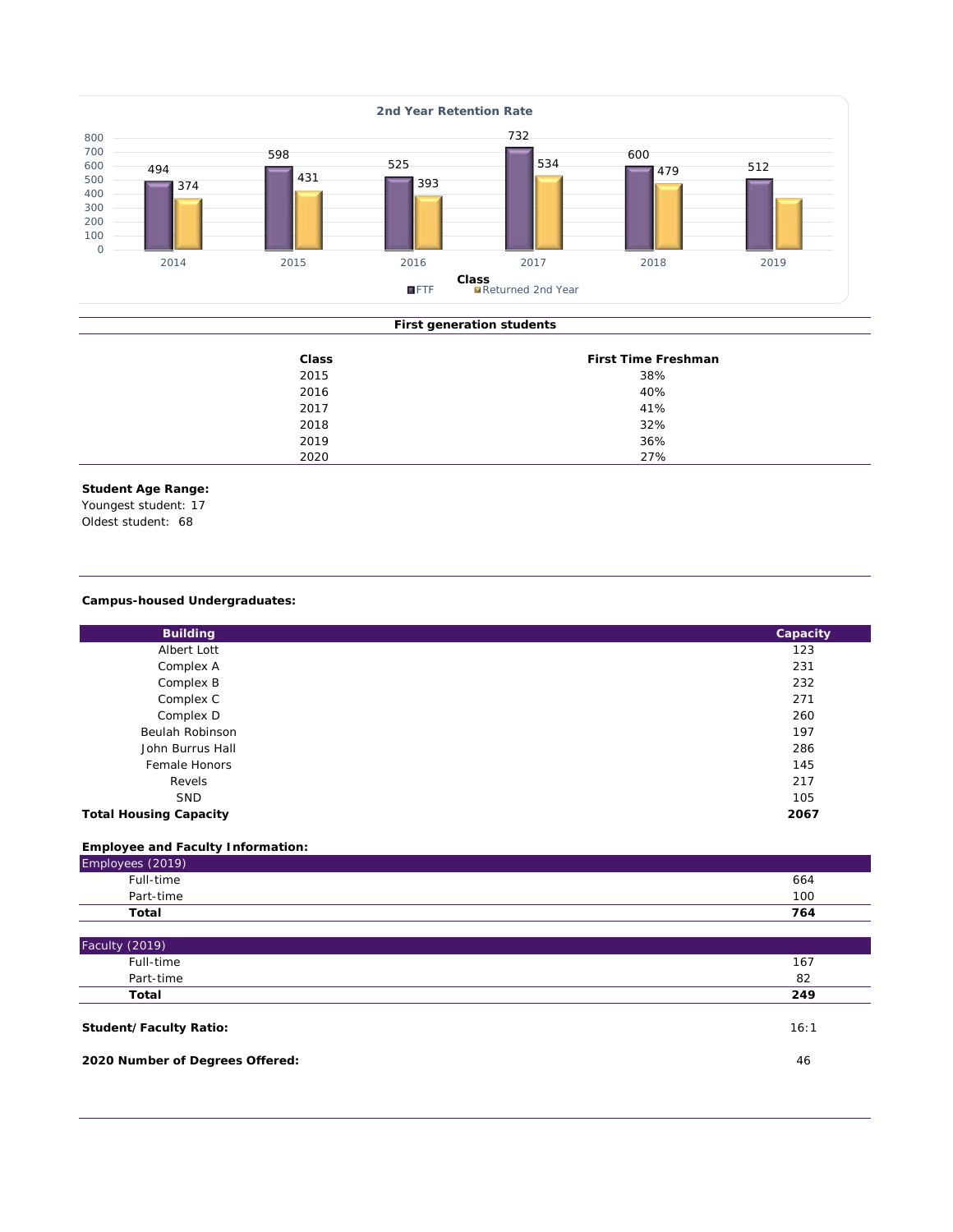**2nd Year Retention Rate**

| Class | FTF | Returned 2nd Year |
|---|---|---|
| 2014 | 494 | 374 |
| 2015 | 598 | 431 |
| 2016 | 525 | 393 |
| 2017 | 732 | 534 |
| 2018 | 600 | 479 |
| 2019 | 512 | |

**First generation students**

| Class | First Time Freshman |
|---|---|
| 2015 | 38% |
| 2016 | 40% |
| 2017 | 41% |
| 2018 | 32% |
| 2019 | 36% |
| 2020 | 27% |

**Student Age Range:**
Youngest student: 17
Oldest student: 68

**Campus-housed Undergraduates:**

| Building | Capacity |
|---|---|
| Albert Lott | 123 |
| Complex A | 231 |
| Complex B | 232 |
| Complex C | 271 |
| Complex D | 260 |
| Beulah Robinson | 197 |
| John Burrus Hall | 286 |
| Female Honors | 145 |
| Revels | 217 |
| SND | 105 |
| **Total Housing Capacity** | **2067** |

**Employee and Faculty Information:**

| Employees (2019) | |
|---|---|
| Full-time | 664 |
| Part-time | 100 |
| **Total** | **764** |

| Faculty (2019) | |
|---|---|
| Full-time | 167 |
| Part-time | 82 |
| **Total** | **249** |

**Student/Faculty Ratio:** 16:1

**2020 Number of Degrees Offered:** 46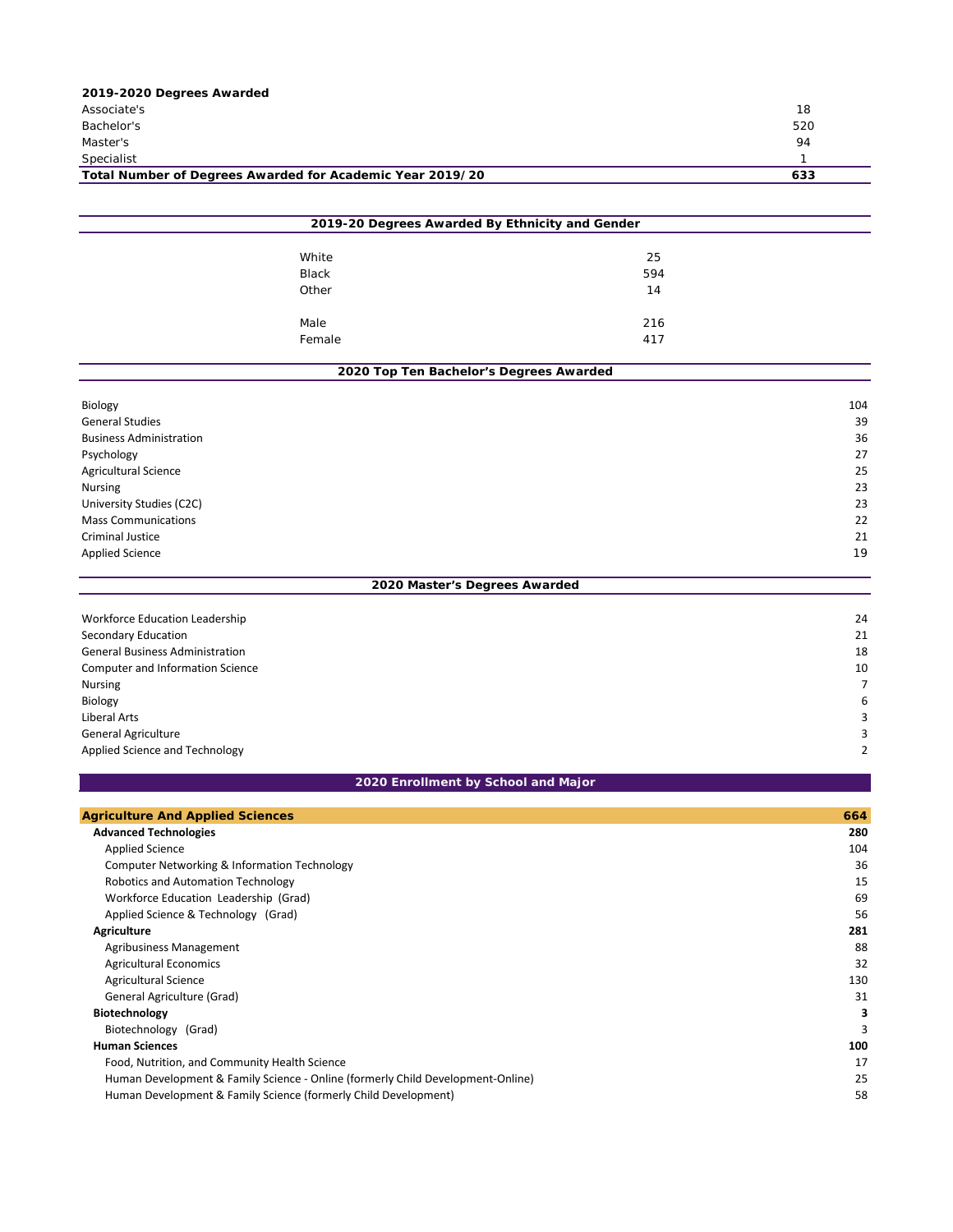| **2019-2020 Degrees Awarded** | |
| --- | --- |
| Associate's | 18 |
| Bachelor's | 520 |
| Master's | 94 |
| Specialist | 1 |
| **Total Number of Degrees Awarded for Academic Year 2019/20** | **633** |

## 2019-20 Degrees Awarded By Ethnicity and Gender

| | |
| --- | --- |
| White | 25 |
| Black | 594 |
| Other | 14 |
| | |
| Male | 216 |
| Female | 417 |

## 2020 Top Ten Bachelor's Degrees Awarded

| | |
| --- | --- |
| Biology | 104 |
| General Studies | 39 |
| Business Administration | 36 |
| Psychology | 27 |
| Agricultural Science | 25 |
| Nursing | 23 |
| University Studies (C2C) | 23 |
| Mass Communications | 22 |
| Criminal Justice | 21 |
| Applied Science | 19 |

## 2020 Master's Degrees Awarded

| | |
| --- | --- |
| Workforce Education Leadership | 24 |
| Secondary Education | 21 |
| General Business Administration | 18 |
| Computer and Information Science | 10 |
| Nursing | 7 |
| Biology | 6 |
| Liberal Arts | 3 |
| General Agriculture | 3 |
| Applied Science and Technology | 2 |

## 2020 Enrollment by School and Major

| | |
| --- | --- |
| **Agriculture And Applied Sciences** | **664** |
| **Advanced Technologies** | **280** |
| Applied Science | 104 |
| Computer Networking & Information Technology | 36 |
| Robotics and Automation Technology | 15 |
| Workforce Education Leadership (Grad) | 69 |
| Applied Science & Technology (Grad) | 56 |
| **Agriculture** | **281** |
| Agribusiness Management | 88 |
| Agricultural Economics | 32 |
| Agricultural Science | 130 |
| General Agriculture (Grad) | 31 |
| **Biotechnology** | **3** |
| Biotechnology (Grad) | 3 |
| **Human Sciences** | **100** |
| Food, Nutrition, and Community Health Science | 17 |
| Human Development & Family Science - Online (formerly Child Development-Online) | 25 |
| Human Development & Family Science (formerly Child Development) | 58 |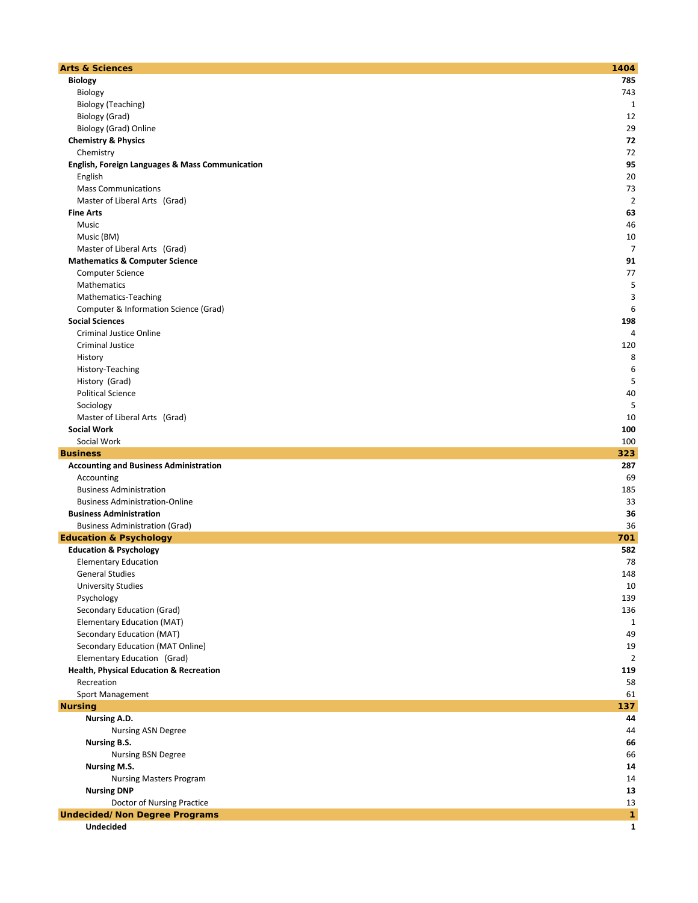| Program | Count |
|---|---|
| **Arts & Sciences** | **1404** |
| **Biology** | **785** |
| Biology | 743 |
| Biology (Teaching) | 1 |
| Biology (Grad) | 12 |
| Biology (Grad) Online | 29 |
| **Chemistry & Physics** | **72** |
| Chemistry | 72 |
| **English, Foreign Languages & Mass Communication** | **95** |
| English | 20 |
| Mass Communications | 73 |
| Master of Liberal Arts (Grad) | 2 |
| **Fine Arts** | **63** |
| Music | 46 |
| Music (BM) | 10 |
| Master of Liberal Arts (Grad) | 7 |
| **Mathematics & Computer Science** | **91** |
| Computer Science | 77 |
| Mathematics | 5 |
| Mathematics-Teaching | 3 |
| Computer & Information Science (Grad) | 6 |
| **Social Sciences** | **198** |
| Criminal Justice Online | 4 |
| Criminal Justice | 120 |
| History | 8 |
| History-Teaching | 6 |
| History (Grad) | 5 |
| Political Science | 40 |
| Sociology | 5 |
| Master of Liberal Arts (Grad) | 10 |
| **Social Work** | **100** |
| Social Work | 100 |
| **Business** | **323** |
| **Accounting and Business Administration** | **287** |
| Accounting | 69 |
| Business Administration | 185 |
| Business Administration-Online | 33 |
| **Business Administration** | **36** |
| Business Administration (Grad) | 36 |
| **Education & Psychology** | **701** |
| **Education & Psychology** | **582** |
| Elementary Education | 78 |
| General Studies | 148 |
| University Studies | 10 |
| Psychology | 139 |
| Secondary Education (Grad) | 136 |
| Elementary Education (MAT) | 1 |
| Secondary Education (MAT) | 49 |
| Secondary Education (MAT Online) | 19 |
| Elementary Education (Grad) | 2 |
| **Health, Physical Education & Recreation** | **119** |
| Recreation | 58 |
| Sport Management | 61 |
| **Nursing** | **137** |
| **Nursing A.D.** | **44** |
| Nursing ASN Degree | 44 |
| **Nursing B.S.** | **66** |
| Nursing BSN Degree | 66 |
| **Nursing M.S.** | **14** |
| Nursing Masters Program | 14 |
| **Nursing DNP** | **13** |
| Doctor of Nursing Practice | 13 |
| **Undecided/ Non Degree Programs** | **1** |
| **Undecided** | **1** |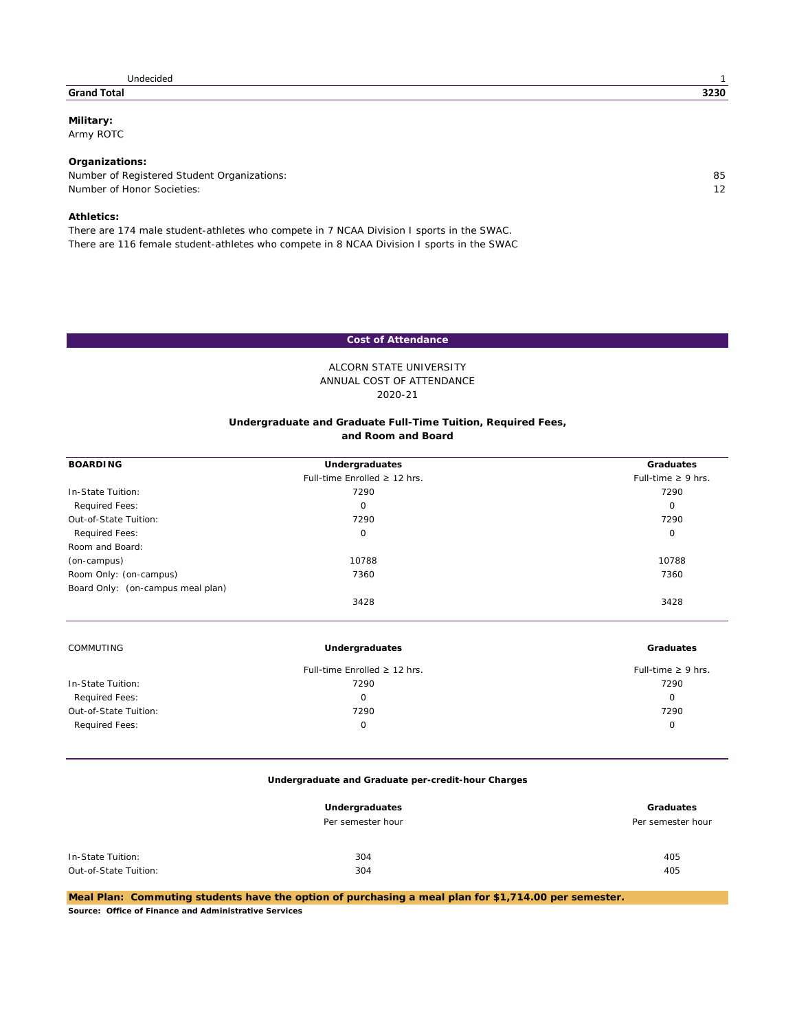| Undecided | 1 |
|---|---|
| **Grand Total** | **3230** |

**Military:**
Army ROTC

**Organizations:**

| | |
|---|---|
| Number of Registered Student Organizations: | 85 |
| Number of Honor Societies: | 12 |

**Athletics:**
There are 174 male student-athletes who compete in 7 NCAA Division I sports in the SWAC.
There are 116 female student-athletes who compete in 8 NCAA Division I sports in the SWAC

## Cost of Attendance

ALCORN STATE UNIVERSITY
ANNUAL COST OF ATTENDANCE
2020-21

**Undergraduate and Graduate Full-Time Tuition, Required Fees, and Room and Board**

| **BOARDING** | **Undergraduates** | **Graduates** |
|---|---|---|
| | Full-time Enrolled ≥ 12 hrs. | Full-time ≥ 9 hrs. |
| In-State Tuition: | 7290 | 7290 |
| Required Fees: | 0 | 0 |
| Out-of-State Tuition: | 7290 | 7290 |
| Required Fees: | 0 | 0 |
| Room and Board: | | |
| (on-campus) | 10788 | 10788 |
| Room Only: (on-campus) | 7360 | 7360 |
| Board Only: (on-campus meal plan) | 3428 | 3428 |

| COMMUTING | **Undergraduates** | **Graduates** |
|---|---|---|
| | Full-time Enrolled ≥ 12 hrs. | Full-time ≥ 9 hrs. |
| In-State Tuition: | 7290 | 7290 |
| Required Fees: | 0 | 0 |
| Out-of-State Tuition: | 7290 | 7290 |
| Required Fees: | 0 | 0 |

**Undergraduate and Graduate per-credit-hour Charges**

| | **Undergraduates** | **Graduates** |
|---|---|---|
| | Per semester hour | Per semester hour |
| In-State Tuition: | 304 | 405 |
| Out-of-State Tuition: | 304 | 405 |

**Meal Plan: Commuting students have the option of purchasing a meal plan for $1,714.00 per semester.**

**Source: Office of Finance and Administrative Services**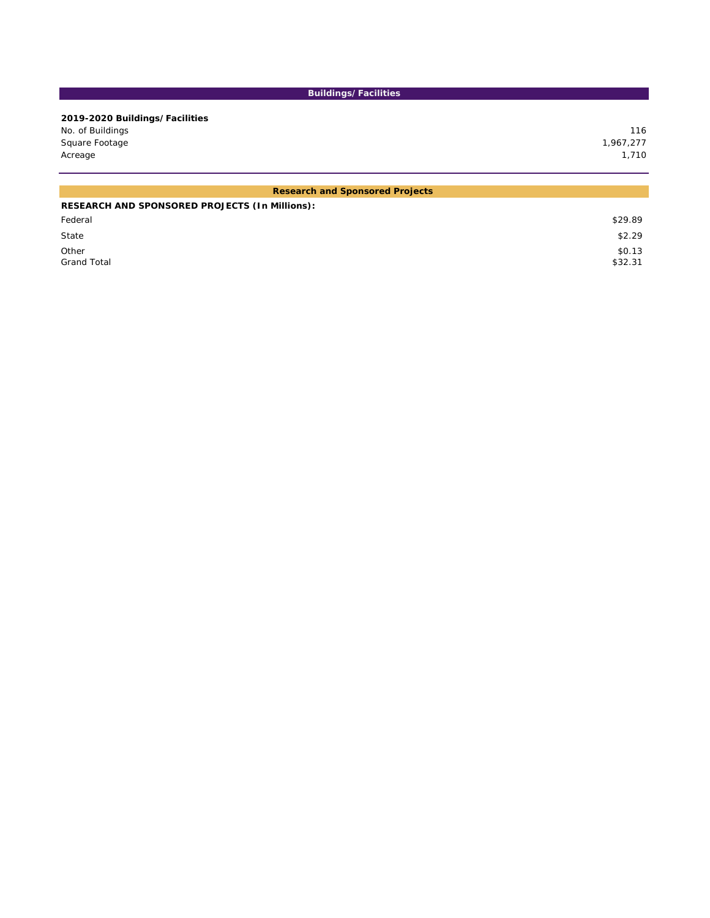## Buildings/Facilities

| | |
|---|---|
| **2019-2020 Buildings/Facilities** | |
| No. of Buildings | 116 |
| Square Footage | 1,967,277 |
| Acreage | 1,710 |

## Research and Sponsored Projects

| | |
|---|---|
| **RESEARCH AND SPONSORED PROJECTS (In Millions):** | |
| Federal | $29.89 |
| State | $2.29 |
| Other | $0.13 |
| Grand Total | $32.31 |